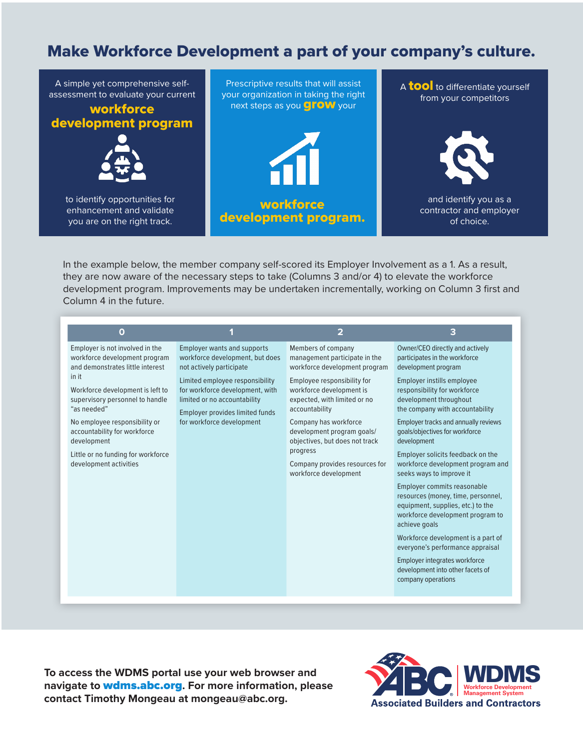# Make Workforce Development a part of your company's culture.

A simple yet comprehensive self-assessment to evaluate your current **workforce development program** to identify opportunities for enhancement and validate you are on the right track.

Prescriptive results that will assist your organization in taking the right next steps as you **grow** your **workforce development program.**

A **tool** to differentiate yourself from your competitors and identify you as a contractor and employer of choice.

In the example below, the member company self-scored its Employer Involvement as a 1. As a result, they are now aware of the necessary steps to take (Columns 3 and/or 4) to elevate the workforce development program. Improvements may be undertaken incrementally, working on Column 3 first and Column 4 in the future.

| 0 | 1 | 2 | 3 |
|---|---|---|---|
| Employer is not involved in the workforce development program and demonstrates little interest in it<br><br>Workforce development is left to supervisory personnel to handle "as needed"<br><br>No employee responsibility or accountability for workforce development<br><br>Little or no funding for workforce development activities | Employer wants and supports workforce development, but does not actively participate<br><br>Limited employee responsibility for workforce development, with limited or no accountability<br><br>Employer provides limited funds for workforce development | Members of company management participate in the workforce development program<br><br>Employee responsibility for workforce development is expected, with limited or no accountability<br><br>Company has workforce development program goals/objectives, but does not track progress<br><br>Company provides resources for workforce development | Owner/CEO directly and actively participates in the workforce development program<br><br>Employer instills employee responsibility for workforce development throughout the company with accountability<br><br>Employer tracks and annually reviews goals/objectives for workforce development<br><br>Employer solicits feedback on the workforce development program and seeks ways to improve it<br><br>Employer commits reasonable resources (money, time, personnel, equipment, supplies, etc.) to the workforce development program to achieve goals<br><br>Workforce development is a part of everyone's performance appraisal<br><br>Employer integrates workforce development into other facets of company operations |

**To access the WDMS portal use your web browser and navigate to wdms.abc.org. For more information, please contact Timothy Mongeau at mongeau@abc.org.**

ABC WDMS Workforce Development Management System
Associated Builders and Contractors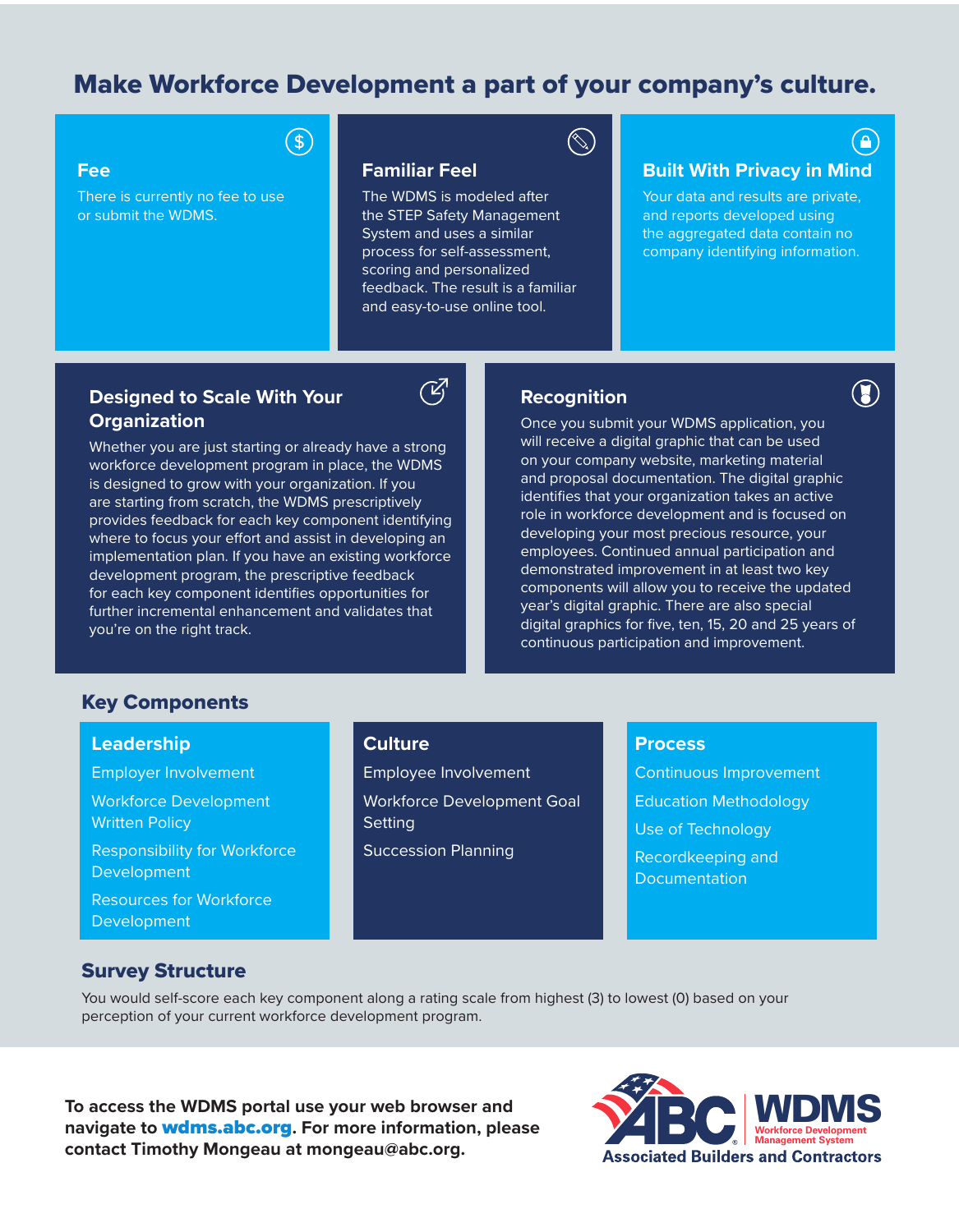# Make Workforce Development a part of your company's culture.

### Fee

There is currently no fee to use or submit the WDMS.

### Familiar Feel

The WDMS is modeled after the STEP Safety Management System and uses a similar process for self-assessment, scoring and personalized feedback. The result is a familiar and easy-to-use online tool.

### Built With Privacy in Mind

Your data and results are private, and reports developed using the aggregated data contain no company identifying information.

### Designed to Scale With Your Organization

Whether you are just starting or already have a strong workforce development program in place, the WDMS is designed to grow with your organization. If you are starting from scratch, the WDMS prescriptively provides feedback for each key component identifying where to focus your effort and assist in developing an implementation plan. If you have an existing workforce development program, the prescriptive feedback for each key component identifies opportunities for further incremental enhancement and validates that you're on the right track.

### Recognition

Once you submit your WDMS application, you will receive a digital graphic that can be used on your company website, marketing material and proposal documentation. The digital graphic identifies that your organization takes an active role in workforce development and is focused on developing your most precious resource, your employees. Continued annual participation and demonstrated improvement in at least two key components will allow you to receive the updated year's digital graphic. There are also special digital graphics for five, ten, 15, 20 and 25 years of continuous participation and improvement.

## Key Components

### Leadership

- Employer Involvement
- Workforce Development Written Policy
- Responsibility for Workforce Development
- Resources for Workforce Development

### Culture

- Employee Involvement
- Workforce Development Goal Setting
- Succession Planning

### Process

- Continuous Improvement
- Education Methodology
- Use of Technology
- Recordkeeping and Documentation

## Survey Structure

You would self-score each key component along a rating scale from highest (3) to lowest (0) based on your perception of your current workforce development program.

**To access the WDMS portal use your web browser and navigate to wdms.abc.org. For more information, please contact Timothy Mongeau at mongeau@abc.org.**

ABC | WDMS Workforce Development Management System

Associated Builders and Contractors